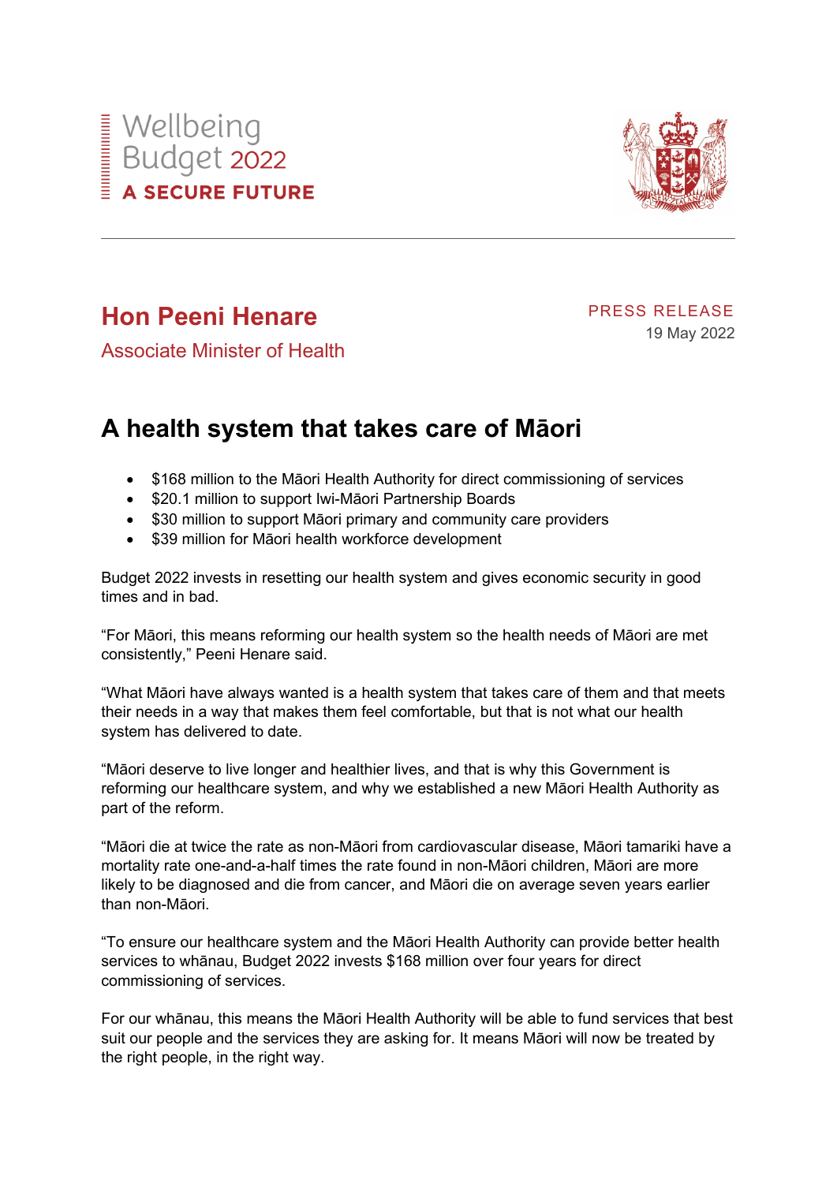Wellbeing Budget 2022

**A SECURE FUTURE**

## Hon Peeni Henare

Associate Minister of Health

PRESS RELEASE

19 May 2022

# A health system that takes care of Māori

- $168 million to the Māori Health Authority for direct commissioning of services
- $20.1 million to support Iwi-Māori Partnership Boards
- $30 million to support Māori primary and community care providers
- $39 million for Māori health workforce development

Budget 2022 invests in resetting our health system and gives economic security in good times and in bad.

"For Māori, this means reforming our health system so the health needs of Māori are met consistently," Peeni Henare said.

"What Māori have always wanted is a health system that takes care of them and that meets their needs in a way that makes them feel comfortable, but that is not what our health system has delivered to date.

"Māori deserve to live longer and healthier lives, and that is why this Government is reforming our healthcare system, and why we established a new Māori Health Authority as part of the reform.

"Māori die at twice the rate as non-Māori from cardiovascular disease, Māori tamariki have a mortality rate one-and-a-half times the rate found in non-Māori children, Māori are more likely to be diagnosed and die from cancer, and Māori die on average seven years earlier than non-Māori.

"To ensure our healthcare system and the Māori Health Authority can provide better health services to whānau, Budget 2022 invests $168 million over four years for direct commissioning of services.

For our whānau, this means the Māori Health Authority will be able to fund services that best suit our people and the services they are asking for. It means Māori will now be treated by the right people, in the right way.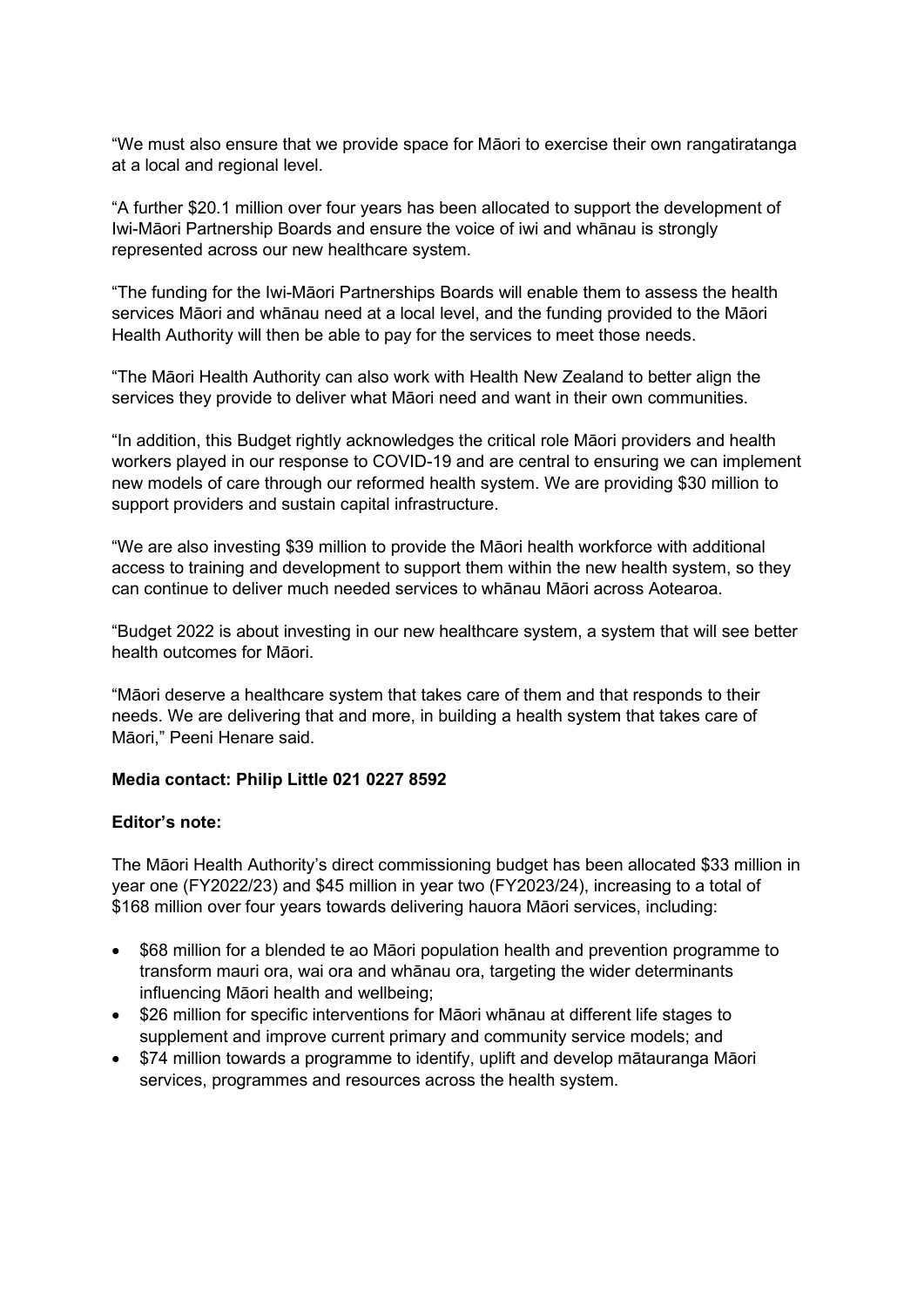"We must also ensure that we provide space for Māori to exercise their own rangatiratanga at a local and regional level.

"A further $20.1 million over four years has been allocated to support the development of Iwi-Māori Partnership Boards and ensure the voice of iwi and whānau is strongly represented across our new healthcare system.

"The funding for the Iwi-Māori Partnerships Boards will enable them to assess the health services Māori and whānau need at a local level, and the funding provided to the Māori Health Authority will then be able to pay for the services to meet those needs.

"The Māori Health Authority can also work with Health New Zealand to better align the services they provide to deliver what Māori need and want in their own communities.

"In addition, this Budget rightly acknowledges the critical role Māori providers and health workers played in our response to COVID-19 and are central to ensuring we can implement new models of care through our reformed health system. We are providing $30 million to support providers and sustain capital infrastructure.

"We are also investing $39 million to provide the Māori health workforce with additional access to training and development to support them within the new health system, so they can continue to deliver much needed services to whānau Māori across Aotearoa.

"Budget 2022 is about investing in our new healthcare system, a system that will see better health outcomes for Māori.

"Māori deserve a healthcare system that takes care of them and that responds to their needs. We are delivering that and more, in building a health system that takes care of Māori," Peeni Henare said.

**Media contact: Philip Little 021 0227 8592**

**Editor's note:**

The Māori Health Authority's direct commissioning budget has been allocated $33 million in year one (FY2022/23) and $45 million in year two (FY2023/24), increasing to a total of $168 million over four years towards delivering hauora Māori services, including:

- $68 million for a blended te ao Māori population health and prevention programme to transform mauri ora, wai ora and whānau ora, targeting the wider determinants influencing Māori health and wellbeing;
- $26 million for specific interventions for Māori whānau at different life stages to supplement and improve current primary and community service models; and
- $74 million towards a programme to identify, uplift and develop mātauranga Māori services, programmes and resources across the health system.